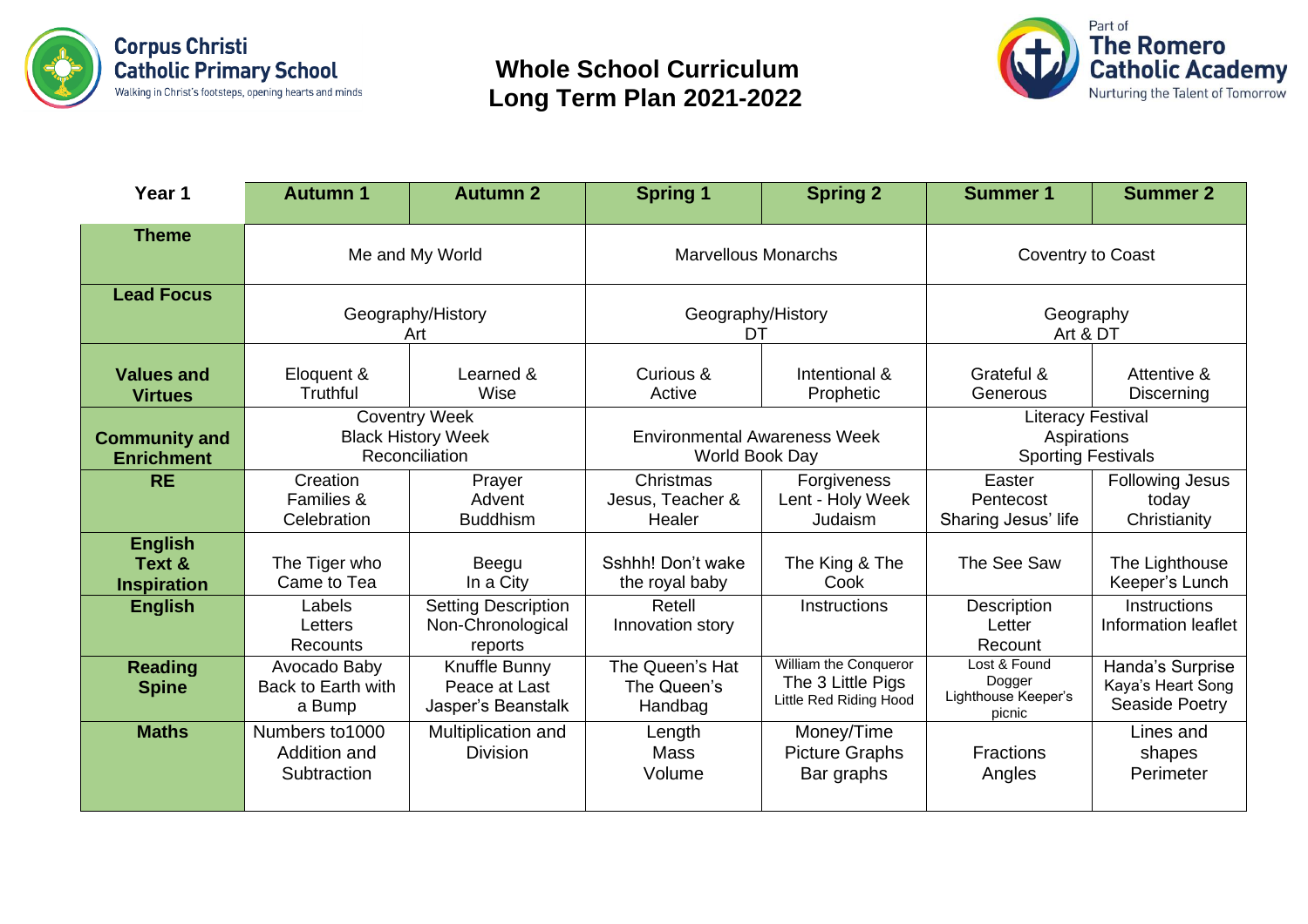Corpus Christi Catholic Primary School
Walking in Christ's footsteps, opening hearts and minds

# Whole School Curriculum Long Term Plan 2021-2022

Part of The Romero Catholic Academy
Nurturing the Talent of Tomorrow

| Year 1 | Autumn 1 | Autumn 2 | Spring 1 | Spring 2 | Summer 1 | Summer 2 |
|---|---|---|---|---|---|---|
| **Theme** | Me and My World | | Marvellous Monarchs | | Coventry to Coast | |
| **Lead Focus** | Geography/History<br>Art | | Geography/History<br>DT | | Geography<br>Art & DT | |
| **Values and Virtues** | Eloquent &<br>Truthful | Learned &<br>Wise | Curious &<br>Active | Intentional &<br>Prophetic | Grateful &<br>Generous | Attentive &<br>Discerning |
| **Community and Enrichment** | Coventry Week<br>Black History Week<br>Reconciliation | | Environmental Awareness Week<br>World Book Day | | Literacy Festival<br>Aspirations<br>Sporting Festivals | |
| **RE** | Creation<br>Families &<br>Celebration | Prayer<br>Advent<br>Buddhism | Christmas<br>Jesus, Teacher &<br>Healer | Forgiveness<br>Lent - Holy Week<br>Judaism | Easter<br>Pentecost<br>Sharing Jesus' life | Following Jesus<br>today<br>Christianity |
| **English Text & Inspiration** | The Tiger who<br>Came to Tea | Beegu<br>In a City | Sshhh! Don't wake<br>the royal baby | The King & The<br>Cook | The See Saw | The Lighthouse<br>Keeper's Lunch |
| **English** | Labels<br>Letters<br>Recounts | Setting Description<br>Non-Chronological<br>reports | Retell<br>Innovation story | Instructions | Description<br>Letter<br>Recount | Instructions<br>Information leaflet |
| **Reading Spine** | Avocado Baby<br>Back to Earth with<br>a Bump | Knuffle Bunny<br>Peace at Last<br>Jasper's Beanstalk | The Queen's Hat<br>The Queen's<br>Handbag | William the Conqueror<br>The 3 Little Pigs<br>Little Red Riding Hood | Lost & Found<br>Dogger<br>Lighthouse Keeper's<br>picnic | Handa's Surprise<br>Kaya's Heart Song<br>Seaside Poetry |
| **Maths** | Numbers to1000<br>Addition and<br>Subtraction | Multiplication and<br>Division | Length<br>Mass<br>Volume | Money/Time<br>Picture Graphs<br>Bar graphs | Fractions<br>Angles | Lines and<br>shapes<br>Perimeter |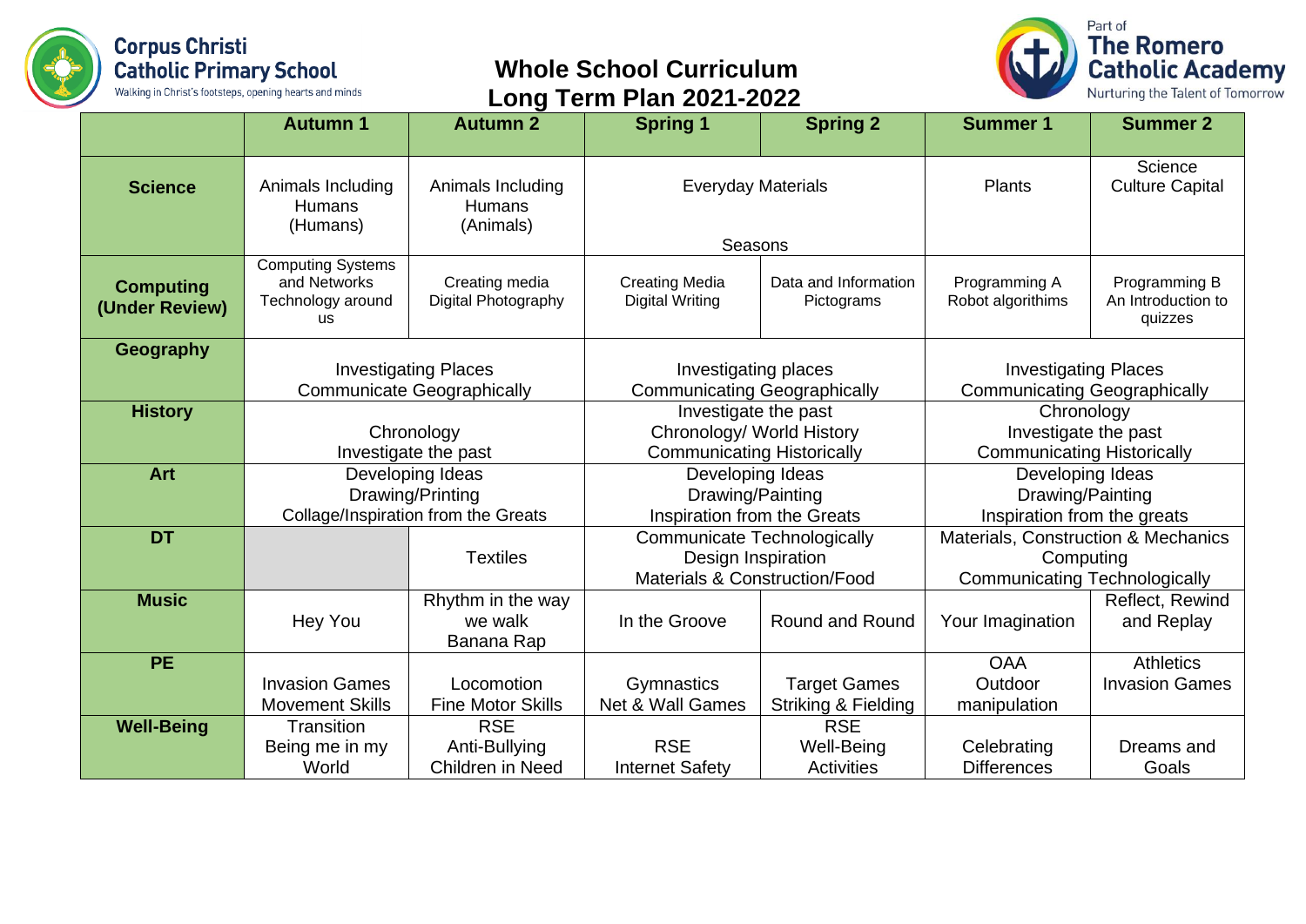Corpus Christi Catholic Primary School
Walking in Christ's footsteps, opening hearts and minds

# Whole School Curriculum Long Term Plan 2021-2022

Part of The Romero Catholic Academy
Nurturing the Talent of Tomorrow

| | Autumn 1 | Autumn 2 | Spring 1 | Spring 2 | Summer 1 | Summer 2 |
|---|---|---|---|---|---|---|
| **Science** | Animals Including Humans (Humans) | Animals Including Humans (Animals) | Everyday Materials<br>Seasons | | Plants | Science Culture Capital |
| **Computing (Under Review)** | Computing Systems and Networks Technology around us | Creating media Digital Photography | Creating Media Digital Writing | Data and Information Pictograms | Programming A Robot algorithims | Programming B An Introduction to quizzes |
| **Geography** | Investigating Places Communicate Geographically | | Investigating places Communicating Geographically | | Investigating Places Communicating Geographically | |
| **History** | Chronology Investigate the past | | Investigate the past Chronology/ World History Communicating Historically | | Chronology Investigate the past Communicating Historically | |
| **Art** | Developing Ideas Drawing/Printing Collage/Inspiration from the Greats | | Developing Ideas Drawing/Painting Inspiration from the Greats | | Developing Ideas Drawing/Painting Inspiration from the greats | |
| **DT** | | Textiles | Communicate Technologically Design Inspiration Materials & Construction/Food | | Materials, Construction & Mechanics Computing Communicating Technologically | |
| **Music** | Hey You | Rhythm in the way we walk Banana Rap | In the Groove | Round and Round | Your Imagination | Reflect, Rewind and Replay |
| **PE** | Invasion Games Movement Skills | Locomotion Fine Motor Skills | Gymnastics Net & Wall Games | Target Games Striking & Fielding | OAA Outdoor manipulation | Athletics Invasion Games |
| **Well-Being** | Transition Being me in my World | RSE Anti-Bullying Children in Need | RSE Internet Safety | RSE Well-Being Activities | Celebrating Differences | Dreams and Goals |